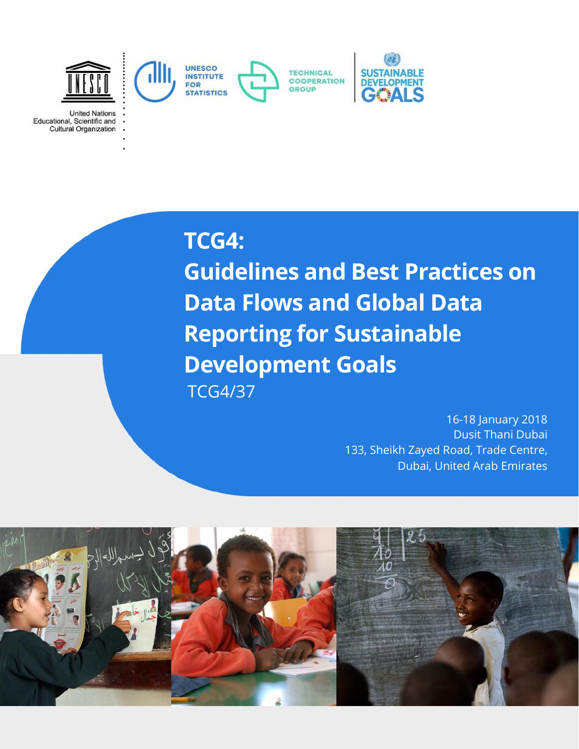United Nations Educational, Scientific and Cultural Organization

UNESCO INSTITUTE FOR STATISTICS

TECHNICAL COOPERATION GROUP

SUSTAINABLE DEVELOPMENT GOALS

# TCG4: Guidelines and Best Practices on Data Flows and Global Data Reporting for Sustainable Development Goals

TCG4/37

16-18 January 2018
Dusit Thani Dubai
133, Sheikh Zayed Road, Trade Centre,
Dubai, United Arab Emirates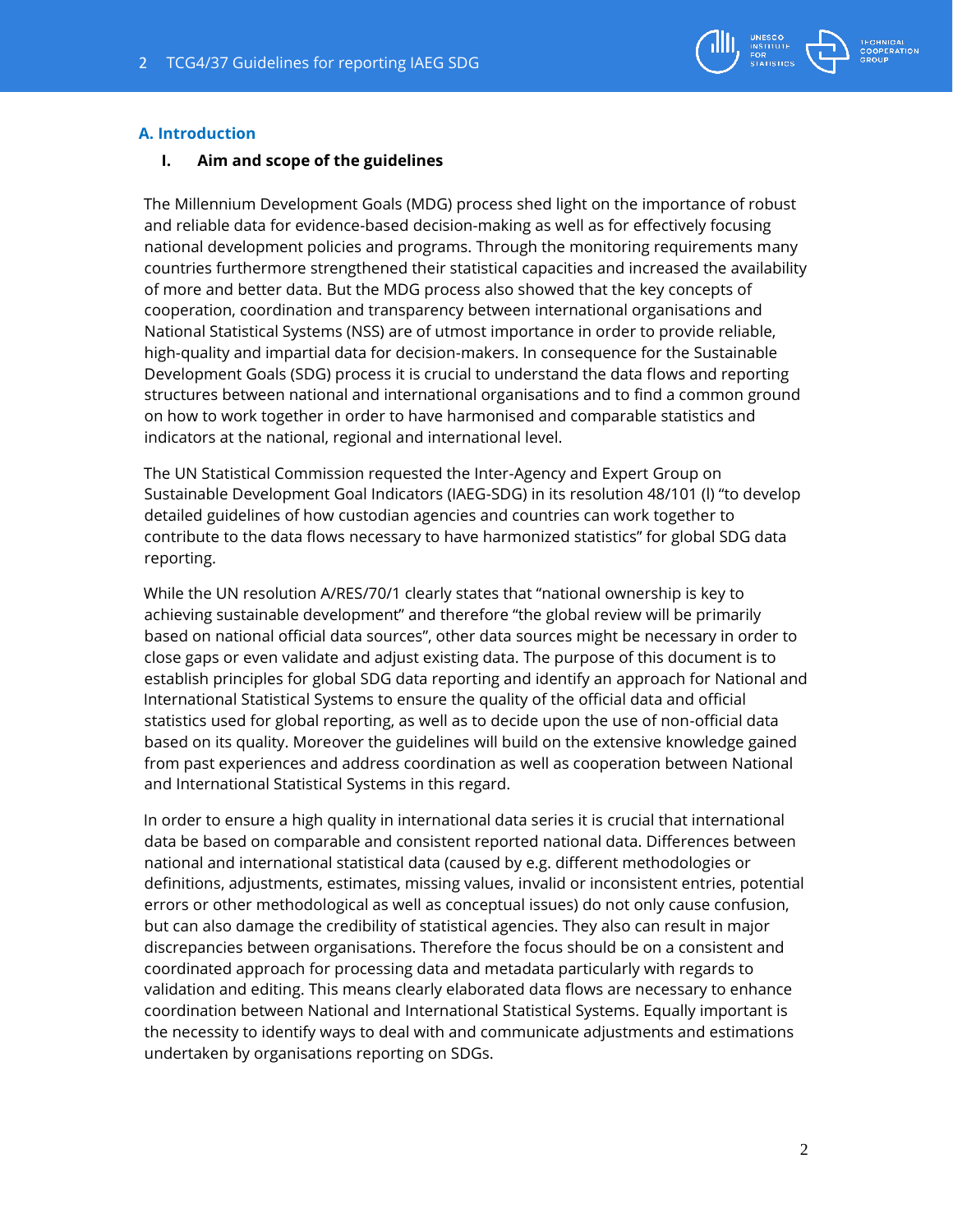## A. Introduction

### I. Aim and scope of the guidelines

The Millennium Development Goals (MDG) process shed light on the importance of robust and reliable data for evidence-based decision-making as well as for effectively focusing national development policies and programs. Through the monitoring requirements many countries furthermore strengthened their statistical capacities and increased the availability of more and better data. But the MDG process also showed that the key concepts of cooperation, coordination and transparency between international organisations and National Statistical Systems (NSS) are of utmost importance in order to provide reliable, high-quality and impartial data for decision-makers. In consequence for the Sustainable Development Goals (SDG) process it is crucial to understand the data flows and reporting structures between national and international organisations and to find a common ground on how to work together in order to have harmonised and comparable statistics and indicators at the national, regional and international level.

The UN Statistical Commission requested the Inter-Agency and Expert Group on Sustainable Development Goal Indicators (IAEG-SDG) in its resolution 48/101 (l) "to develop detailed guidelines of how custodian agencies and countries can work together to contribute to the data flows necessary to have harmonized statistics" for global SDG data reporting.

While the UN resolution A/RES/70/1 clearly states that "national ownership is key to achieving sustainable development" and therefore "the global review will be primarily based on national official data sources", other data sources might be necessary in order to close gaps or even validate and adjust existing data. The purpose of this document is to establish principles for global SDG data reporting and identify an approach for National and International Statistical Systems to ensure the quality of the official data and official statistics used for global reporting, as well as to decide upon the use of non-official data based on its quality. Moreover the guidelines will build on the extensive knowledge gained from past experiences and address coordination as well as cooperation between National and International Statistical Systems in this regard.

In order to ensure a high quality in international data series it is crucial that international data be based on comparable and consistent reported national data. Differences between national and international statistical data (caused by e.g. different methodologies or definitions, adjustments, estimates, missing values, invalid or inconsistent entries, potential errors or other methodological as well as conceptual issues) do not only cause confusion, but can also damage the credibility of statistical agencies. They also can result in major discrepancies between organisations. Therefore the focus should be on a consistent and coordinated approach for processing data and metadata particularly with regards to validation and editing. This means clearly elaborated data flows are necessary to enhance coordination between National and International Statistical Systems. Equally important is the necessity to identify ways to deal with and communicate adjustments and estimations undertaken by organisations reporting on SDGs.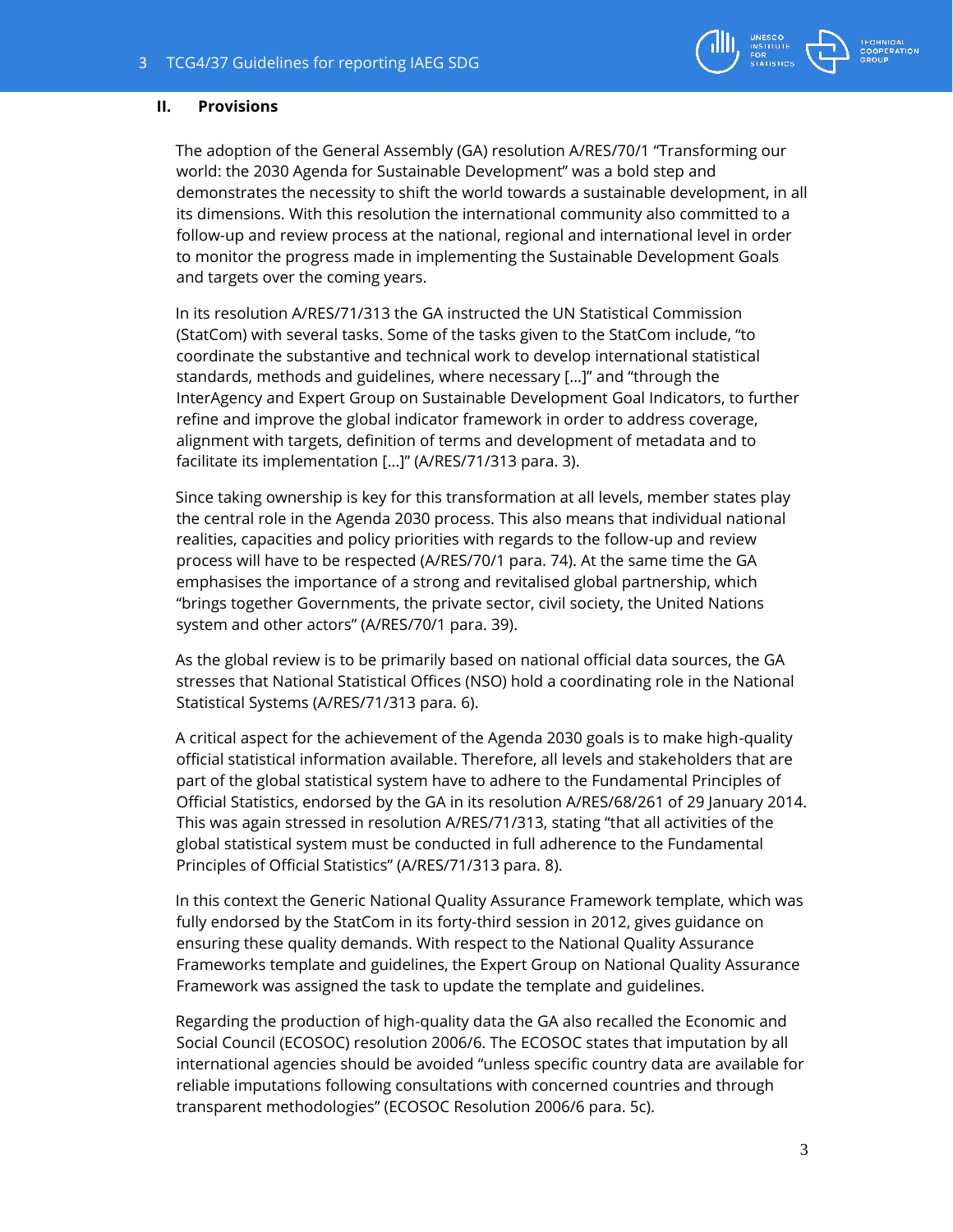## II. Provisions

The adoption of the General Assembly (GA) resolution A/RES/70/1 "Transforming our world: the 2030 Agenda for Sustainable Development" was a bold step and demonstrates the necessity to shift the world towards a sustainable development, in all its dimensions. With this resolution the international community also committed to a follow-up and review process at the national, regional and international level in order to monitor the progress made in implementing the Sustainable Development Goals and targets over the coming years.

In its resolution A/RES/71/313 the GA instructed the UN Statistical Commission (StatCom) with several tasks. Some of the tasks given to the StatCom include, "to coordinate the substantive and technical work to develop international statistical standards, methods and guidelines, where necessary […]" and "through the InterAgency and Expert Group on Sustainable Development Goal Indicators, to further refine and improve the global indicator framework in order to address coverage, alignment with targets, definition of terms and development of metadata and to facilitate its implementation […]" (A/RES/71/313 para. 3).

Since taking ownership is key for this transformation at all levels, member states play the central role in the Agenda 2030 process. This also means that individual national realities, capacities and policy priorities with regards to the follow-up and review process will have to be respected (A/RES/70/1 para. 74). At the same time the GA emphasises the importance of a strong and revitalised global partnership, which "brings together Governments, the private sector, civil society, the United Nations system and other actors" (A/RES/70/1 para. 39).

As the global review is to be primarily based on national official data sources, the GA stresses that National Statistical Offices (NSO) hold a coordinating role in the National Statistical Systems (A/RES/71/313 para. 6).

A critical aspect for the achievement of the Agenda 2030 goals is to make high-quality official statistical information available. Therefore, all levels and stakeholders that are part of the global statistical system have to adhere to the Fundamental Principles of Official Statistics, endorsed by the GA in its resolution A/RES/68/261 of 29 January 2014. This was again stressed in resolution A/RES/71/313, stating "that all activities of the global statistical system must be conducted in full adherence to the Fundamental Principles of Official Statistics" (A/RES/71/313 para. 8).

In this context the Generic National Quality Assurance Framework template, which was fully endorsed by the StatCom in its forty-third session in 2012, gives guidance on ensuring these quality demands. With respect to the National Quality Assurance Frameworks template and guidelines, the Expert Group on National Quality Assurance Framework was assigned the task to update the template and guidelines.

Regarding the production of high-quality data the GA also recalled the Economic and Social Council (ECOSOC) resolution 2006/6. The ECOSOC states that imputation by all international agencies should be avoided "unless specific country data are available for reliable imputations following consultations with concerned countries and through transparent methodologies" (ECOSOC Resolution 2006/6 para. 5c).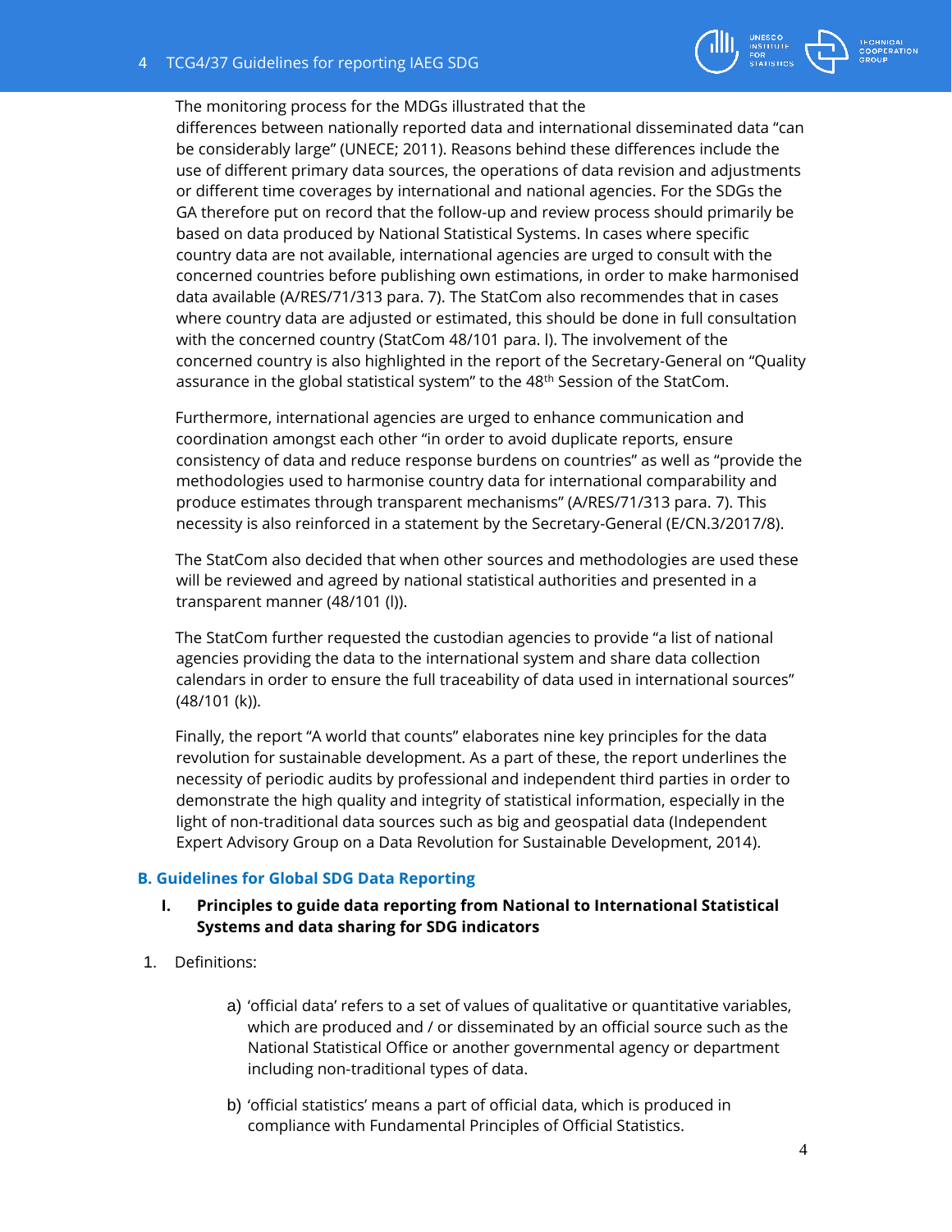The monitoring process for the MDGs illustrated that the differences between nationally reported data and international disseminated data “can be considerably large” (UNECE; 2011). Reasons behind these differences include the use of different primary data sources, the operations of data revision and adjustments or different time coverages by international and national agencies. For the SDGs the GA therefore put on record that the follow-up and review process should primarily be based on data produced by National Statistical Systems. In cases where specific country data are not available, international agencies are urged to consult with the concerned countries before publishing own estimations, in order to make harmonised data available (A/RES/71/313 para. 7). The StatCom also recommendes that in cases where country data are adjusted or estimated, this should be done in full consultation with the concerned country (StatCom 48/101 para. l). The involvement of the concerned country is also highlighted in the report of the Secretary-General on “Quality assurance in the global statistical system” to the 48th Session of the StatCom.

Furthermore, international agencies are urged to enhance communication and coordination amongst each other “in order to avoid duplicate reports, ensure consistency of data and reduce response burdens on countries” as well as “provide the methodologies used to harmonise country data for international comparability and produce estimates through transparent mechanisms” (A/RES/71/313 para. 7). This necessity is also reinforced in a statement by the Secretary-General (E/CN.3/2017/8).

The StatCom also decided that when other sources and methodologies are used these will be reviewed and agreed by national statistical authorities and presented in a transparent manner (48/101 (l)).

The StatCom further requested the custodian agencies to provide “a list of national agencies providing the data to the international system and share data collection calendars in order to ensure the full traceability of data used in international sources” (48/101 (k)).

Finally, the report “A world that counts” elaborates nine key principles for the data revolution for sustainable development. As a part of these, the report underlines the necessity of periodic audits by professional and independent third parties in order to demonstrate the high quality and integrity of statistical information, especially in the light of non-traditional data sources such as big and geospatial data (Independent Expert Advisory Group on a Data Revolution for Sustainable Development, 2014).

## B. Guidelines for Global SDG Data Reporting

### I. Principles to guide data reporting from National to International Statistical Systems and data sharing for SDG indicators

1. Definitions:

   a) ‘official data’ refers to a set of values of qualitative or quantitative variables, which are produced and / or disseminated by an official source such as the National Statistical Office or another governmental agency or department including non-traditional types of data.

   b) ‘official statistics’ means a part of official data, which is produced in compliance with Fundamental Principles of Official Statistics.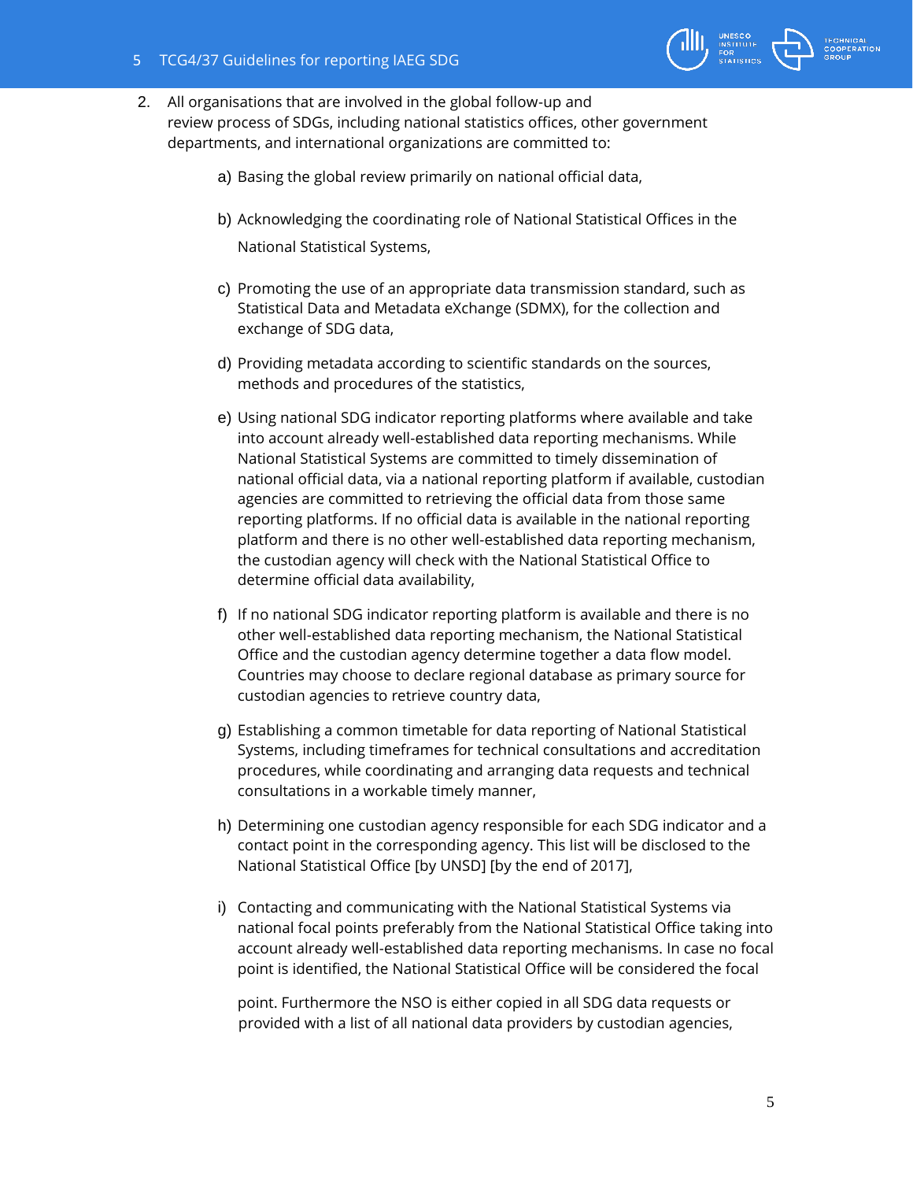2. All organisations that are involved in the global follow-up and review process of SDGs, including national statistics offices, other government departments, and international organizations are committed to:

   a) Basing the global review primarily on national official data,

   b) Acknowledging the coordinating role of National Statistical Offices in the National Statistical Systems,

   c) Promoting the use of an appropriate data transmission standard, such as Statistical Data and Metadata eXchange (SDMX), for the collection and exchange of SDG data,

   d) Providing metadata according to scientific standards on the sources, methods and procedures of the statistics,

   e) Using national SDG indicator reporting platforms where available and take into account already well-established data reporting mechanisms. While National Statistical Systems are committed to timely dissemination of national official data, via a national reporting platform if available, custodian agencies are committed to retrieving the official data from those same reporting platforms. If no official data is available in the national reporting platform and there is no other well-established data reporting mechanism, the custodian agency will check with the National Statistical Office to determine official data availability,

   f) If no national SDG indicator reporting platform is available and there is no other well-established data reporting mechanism, the National Statistical Office and the custodian agency determine together a data flow model. Countries may choose to declare regional database as primary source for custodian agencies to retrieve country data,

   g) Establishing a common timetable for data reporting of National Statistical Systems, including timeframes for technical consultations and accreditation procedures, while coordinating and arranging data requests and technical consultations in a workable timely manner,

   h) Determining one custodian agency responsible for each SDG indicator and a contact point in the corresponding agency. This list will be disclosed to the National Statistical Office [by UNSD] [by the end of 2017],

   i) Contacting and communicating with the National Statistical Systems via national focal points preferably from the National Statistical Office taking into account already well-established data reporting mechanisms. In case no focal point is identified, the National Statistical Office will be considered the focal point. Furthermore the NSO is either copied in all SDG data requests or provided with a list of all national data providers by custodian agencies,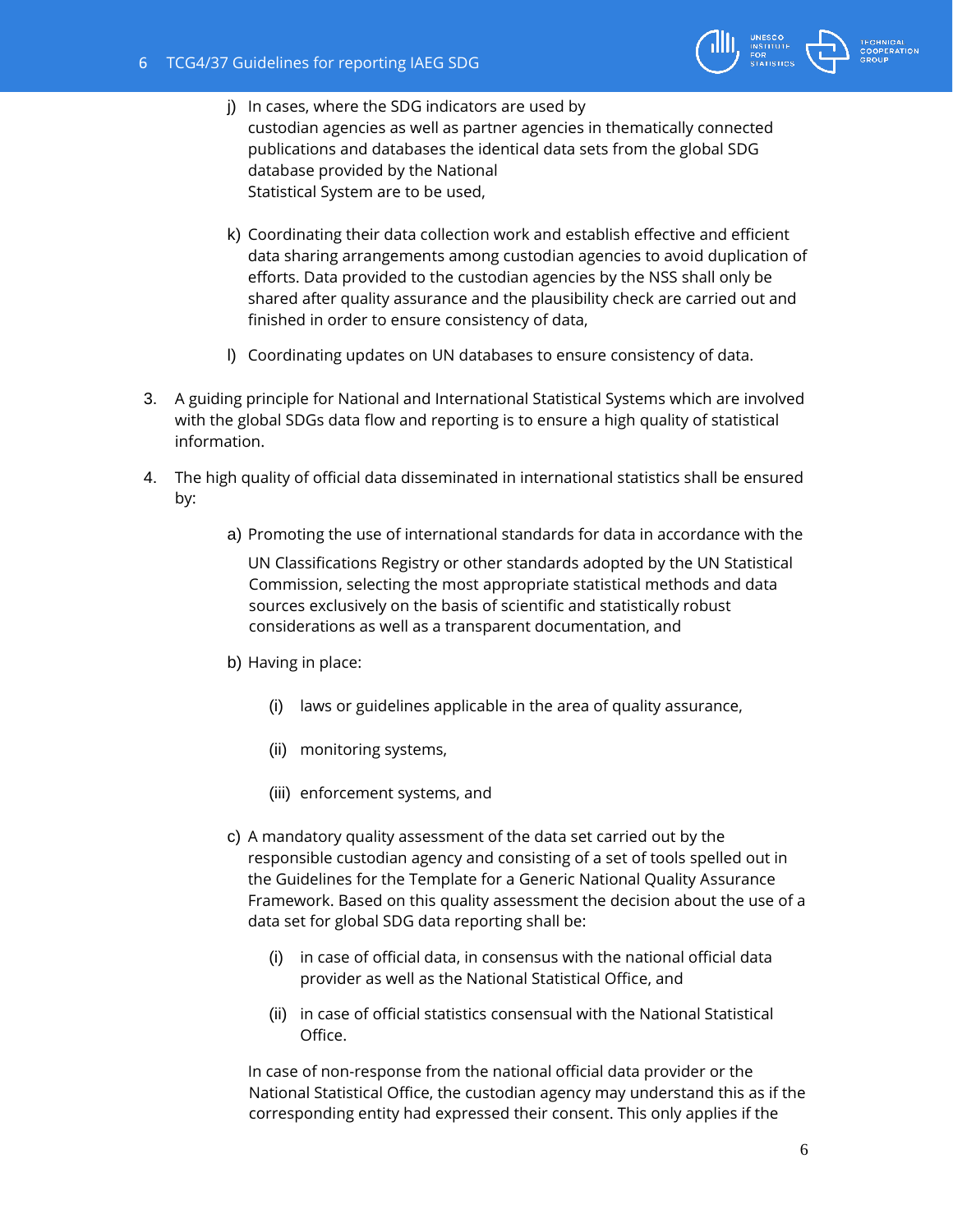j) In cases, where the SDG indicators are used by custodian agencies as well as partner agencies in thematically connected publications and databases the identical data sets from the global SDG database provided by the National Statistical System are to be used,

k) Coordinating their data collection work and establish effective and efficient data sharing arrangements among custodian agencies to avoid duplication of efforts. Data provided to the custodian agencies by the NSS shall only be shared after quality assurance and the plausibility check are carried out and finished in order to ensure consistency of data,

l) Coordinating updates on UN databases to ensure consistency of data.

3. A guiding principle for National and International Statistical Systems which are involved with the global SDGs data flow and reporting is to ensure a high quality of statistical information.

4. The high quality of official data disseminated in international statistics shall be ensured by:

   a) Promoting the use of international standards for data in accordance with the UN Classifications Registry or other standards adopted by the UN Statistical Commission, selecting the most appropriate statistical methods and data sources exclusively on the basis of scientific and statistically robust considerations as well as a transparent documentation, and

   b) Having in place:

      (i) laws or guidelines applicable in the area of quality assurance,

      (ii) monitoring systems,

      (iii) enforcement systems, and

   c) A mandatory quality assessment of the data set carried out by the responsible custodian agency and consisting of a set of tools spelled out in the Guidelines for the Template for a Generic National Quality Assurance Framework. Based on this quality assessment the decision about the use of a data set for global SDG data reporting shall be:

      (i) in case of official data, in consensus with the national official data provider as well as the National Statistical Office, and

      (ii) in case of official statistics consensual with the National Statistical Office.

   In case of non-response from the national official data provider or the National Statistical Office, the custodian agency may understand this as if the corresponding entity had expressed their consent. This only applies if the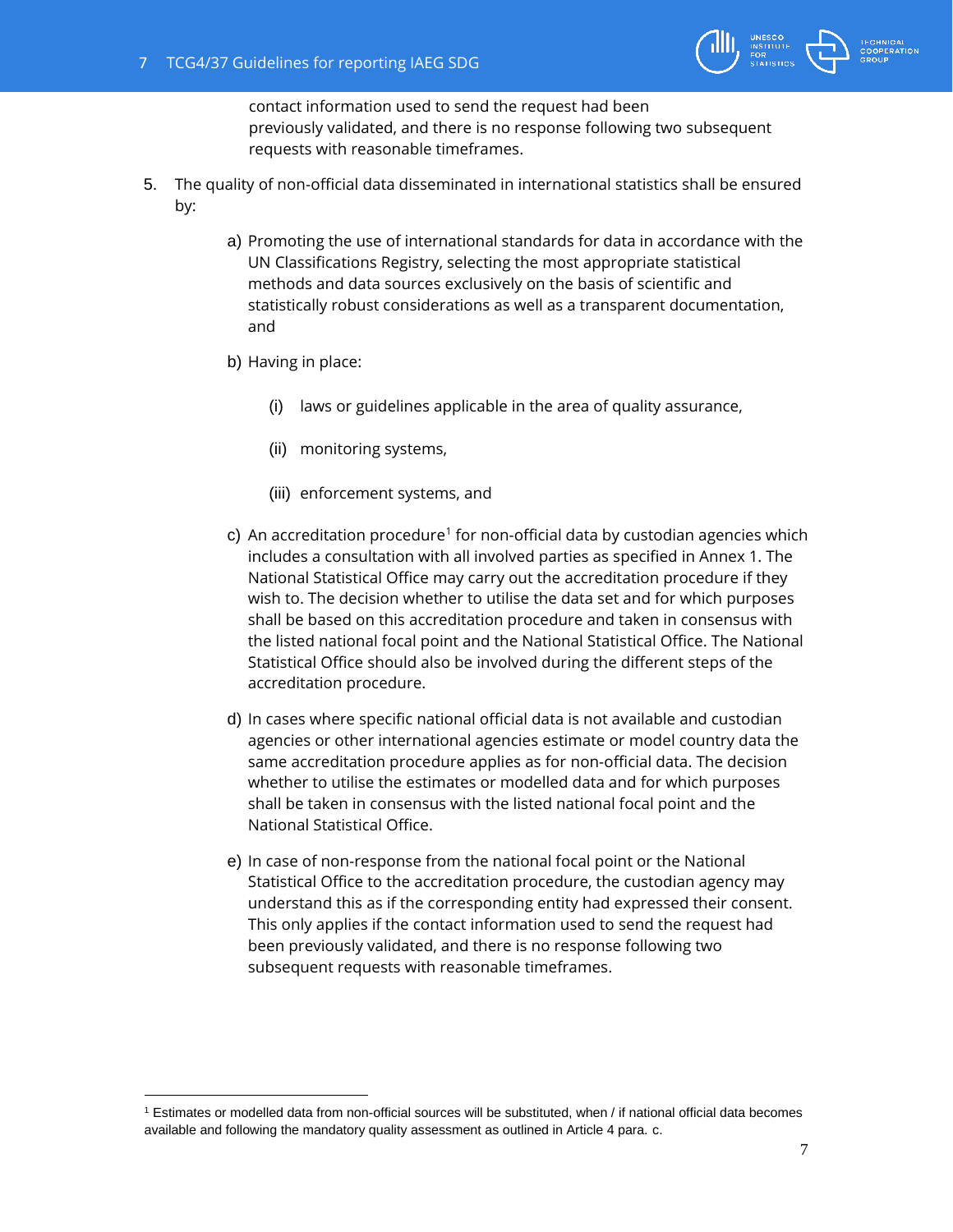contact information used to send the request had been previously validated, and there is no response following two subsequent requests with reasonable timeframes.

5. The quality of non-official data disseminated in international statistics shall be ensured by:

    a) Promoting the use of international standards for data in accordance with the UN Classifications Registry, selecting the most appropriate statistical methods and data sources exclusively on the basis of scientific and statistically robust considerations as well as a transparent documentation, and

    b) Having in place:

        (i) laws or guidelines applicable in the area of quality assurance,

        (ii) monitoring systems,

        (iii) enforcement systems, and

    c) An accreditation procedure[1] for non-official data by custodian agencies which includes a consultation with all involved parties as specified in Annex 1. The National Statistical Office may carry out the accreditation procedure if they wish to. The decision whether to utilise the data set and for which purposes shall be based on this accreditation procedure and taken in consensus with the listed national focal point and the National Statistical Office. The National Statistical Office should also be involved during the different steps of the accreditation procedure.

    d) In cases where specific national official data is not available and custodian agencies or other international agencies estimate or model country data the same accreditation procedure applies as for non-official data. The decision whether to utilise the estimates or modelled data and for which purposes shall be taken in consensus with the listed national focal point and the National Statistical Office.

    e) In case of non-response from the national focal point or the National Statistical Office to the accreditation procedure, the custodian agency may understand this as if the corresponding entity had expressed their consent. This only applies if the contact information used to send the request had been previously validated, and there is no response following two subsequent requests with reasonable timeframes.

---

[1] Estimates or modelled data from non-official sources will be substituted, when / if national official data becomes available and following the mandatory quality assessment as outlined in Article 4 para. c.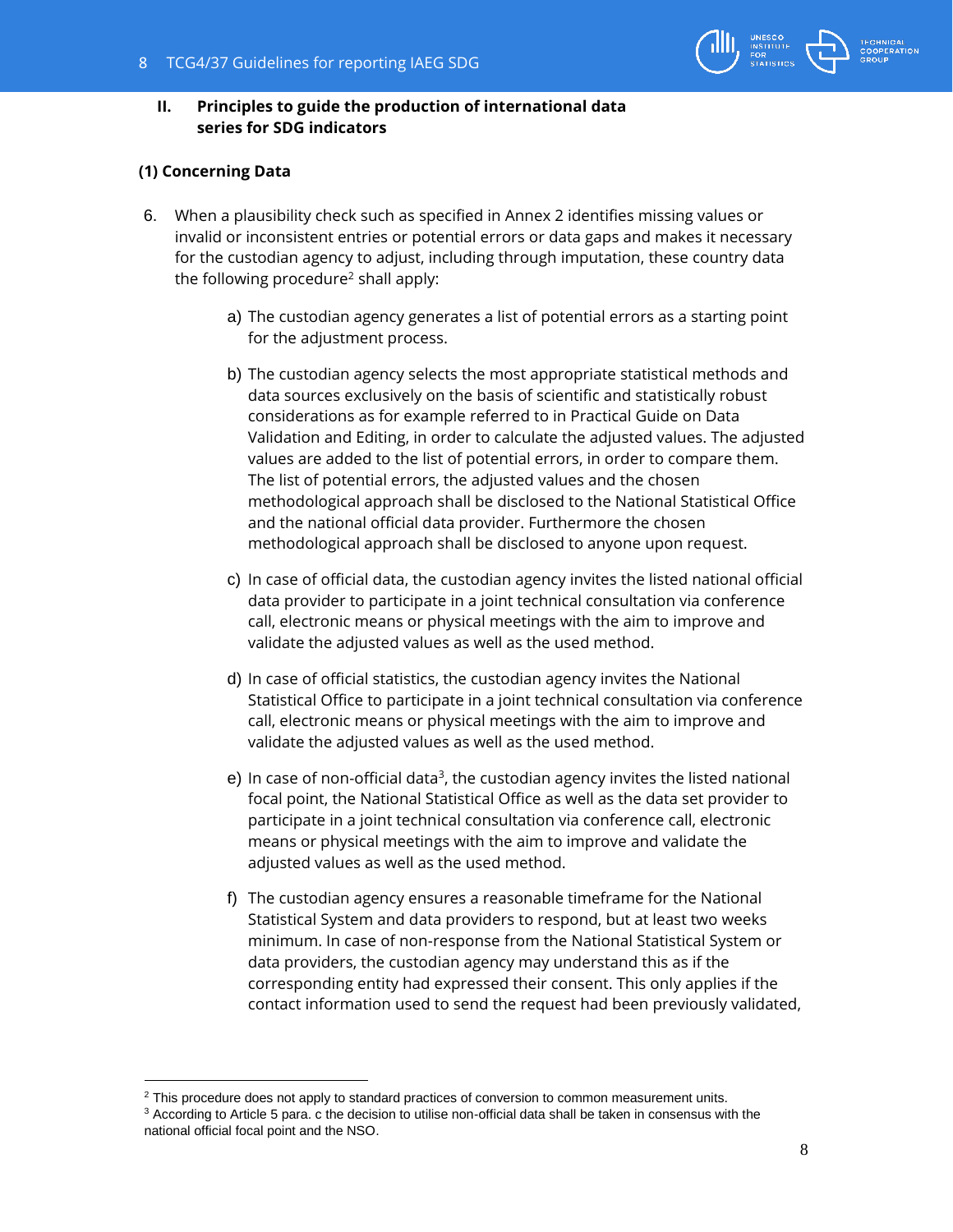## II. Principles to guide the production of international data series for SDG indicators

### (1) Concerning Data

6. When a plausibility check such as specified in Annex 2 identifies missing values or invalid or inconsistent entries or potential errors or data gaps and makes it necessary for the custodian agency to adjust, including through imputation, these country data the following procedure[2] shall apply:

   a) The custodian agency generates a list of potential errors as a starting point for the adjustment process.

   b) The custodian agency selects the most appropriate statistical methods and data sources exclusively on the basis of scientific and statistically robust considerations as for example referred to in Practical Guide on Data Validation and Editing, in order to calculate the adjusted values. The adjusted values are added to the list of potential errors, in order to compare them. The list of potential errors, the adjusted values and the chosen methodological approach shall be disclosed to the National Statistical Office and the national official data provider. Furthermore the chosen methodological approach shall be disclosed to anyone upon request.

   c) In case of official data, the custodian agency invites the listed national official data provider to participate in a joint technical consultation via conference call, electronic means or physical meetings with the aim to improve and validate the adjusted values as well as the used method.

   d) In case of official statistics, the custodian agency invites the National Statistical Office to participate in a joint technical consultation via conference call, electronic means or physical meetings with the aim to improve and validate the adjusted values as well as the used method.

   e) In case of non-official data[3], the custodian agency invites the listed national focal point, the National Statistical Office as well as the data set provider to participate in a joint technical consultation via conference call, electronic means or physical meetings with the aim to improve and validate the adjusted values as well as the used method.

   f) The custodian agency ensures a reasonable timeframe for the National Statistical System and data providers to respond, but at least two weeks minimum. In case of non-response from the National Statistical System or data providers, the custodian agency may understand this as if the corresponding entity had expressed their consent. This only applies if the contact information used to send the request had been previously validated,

---

[2] This procedure does not apply to standard practices of conversion to common measurement units.

[3] According to Article 5 para. c the decision to utilise non-official data shall be taken in consensus with the national official focal point and the NSO.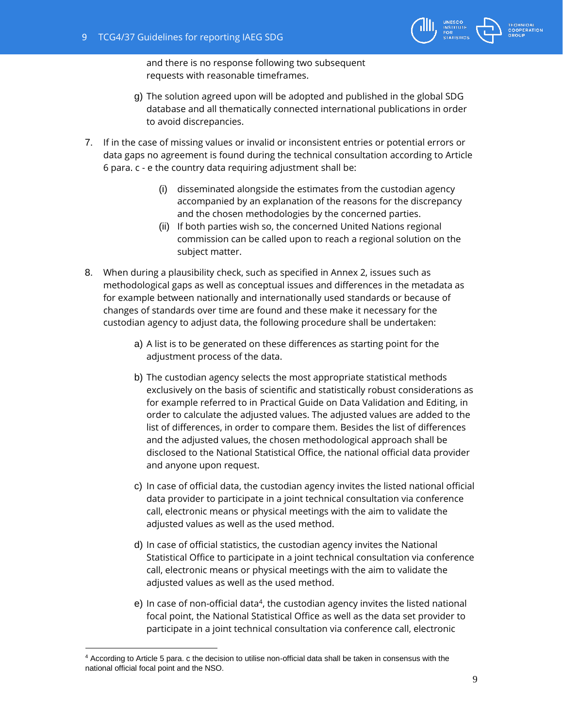and there is no response following two subsequent requests with reasonable timeframes.

g) The solution agreed upon will be adopted and published in the global SDG database and all thematically connected international publications in order to avoid discrepancies.

7. If in the case of missing values or invalid or inconsistent entries or potential errors or data gaps no agreement is found during the technical consultation according to Article 6 para. c - e the country data requiring adjustment shall be:

   (i) disseminated alongside the estimates from the custodian agency accompanied by an explanation of the reasons for the discrepancy and the chosen methodologies by the concerned parties.

   (ii) If both parties wish so, the concerned United Nations regional commission can be called upon to reach a regional solution on the subject matter.

8. When during a plausibility check, such as specified in Annex 2, issues such as methodological gaps as well as conceptual issues and differences in the metadata as for example between nationally and internationally used standards or because of changes of standards over time are found and these make it necessary for the custodian agency to adjust data, the following procedure shall be undertaken:

   a) A list is to be generated on these differences as starting point for the adjustment process of the data.

   b) The custodian agency selects the most appropriate statistical methods exclusively on the basis of scientific and statistically robust considerations as for example referred to in Practical Guide on Data Validation and Editing, in order to calculate the adjusted values. The adjusted values are added to the list of differences, in order to compare them. Besides the list of differences and the adjusted values, the chosen methodological approach shall be disclosed to the National Statistical Office, the national official data provider and anyone upon request.

   c) In case of official data, the custodian agency invites the listed national official data provider to participate in a joint technical consultation via conference call, electronic means or physical meetings with the aim to validate the adjusted values as well as the used method.

   d) In case of official statistics, the custodian agency invites the National Statistical Office to participate in a joint technical consultation via conference call, electronic means or physical meetings with the aim to validate the adjusted values as well as the used method.

   e) In case of non-official data[4], the custodian agency invites the listed national focal point, the National Statistical Office as well as the data set provider to participate in a joint technical consultation via conference call, electronic

---

[4] According to Article 5 para. c the decision to utilise non-official data shall be taken in consensus with the national official focal point and the NSO.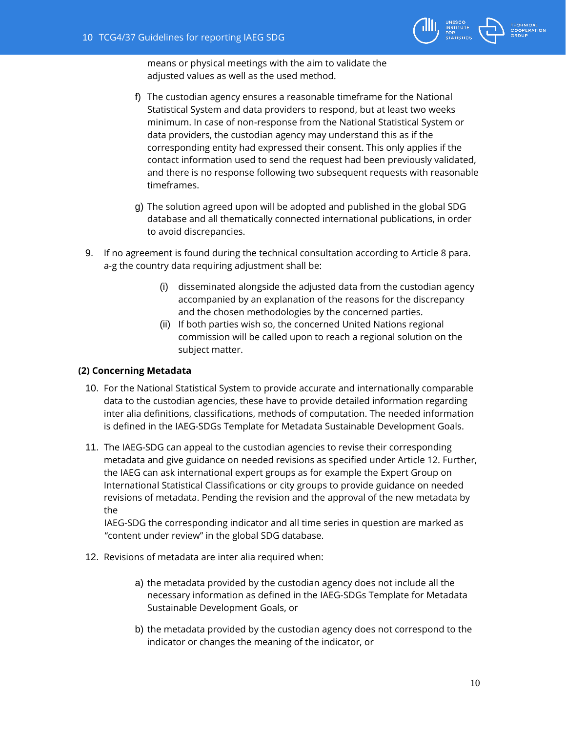means or physical meetings with the aim to validate the adjusted values as well as the used method.

f) The custodian agency ensures a reasonable timeframe for the National Statistical System and data providers to respond, but at least two weeks minimum. In case of non-response from the National Statistical System or data providers, the custodian agency may understand this as if the corresponding entity had expressed their consent. This only applies if the contact information used to send the request had been previously validated, and there is no response following two subsequent requests with reasonable timeframes.

g) The solution agreed upon will be adopted and published in the global SDG database and all thematically connected international publications, in order to avoid discrepancies.

9. If no agreement is found during the technical consultation according to Article 8 para. a-g the country data requiring adjustment shall be:

    (i) disseminated alongside the adjusted data from the custodian agency accompanied by an explanation of the reasons for the discrepancy and the chosen methodologies by the concerned parties.
    
    (ii) If both parties wish so, the concerned United Nations regional commission will be called upon to reach a regional solution on the subject matter.

**(2) Concerning Metadata**

10. For the National Statistical System to provide accurate and internationally comparable data to the custodian agencies, these have to provide detailed information regarding inter alia definitions, classifications, methods of computation. The needed information is defined in the IAEG-SDGs Template for Metadata Sustainable Development Goals.

11. The IAEG-SDG can appeal to the custodian agencies to revise their corresponding metadata and give guidance on needed revisions as specified under Article 12. Further, the IAEG can ask international expert groups as for example the Expert Group on International Statistical Classifications or city groups to provide guidance on needed revisions of metadata. Pending the revision and the approval of the new metadata by the IAEG-SDG the corresponding indicator and all time series in question are marked as "content under review" in the global SDG database.

12. Revisions of metadata are inter alia required when:

    a) the metadata provided by the custodian agency does not include all the necessary information as defined in the IAEG-SDGs Template for Metadata Sustainable Development Goals, or
    
    b) the metadata provided by the custodian agency does not correspond to the indicator or changes the meaning of the indicator, or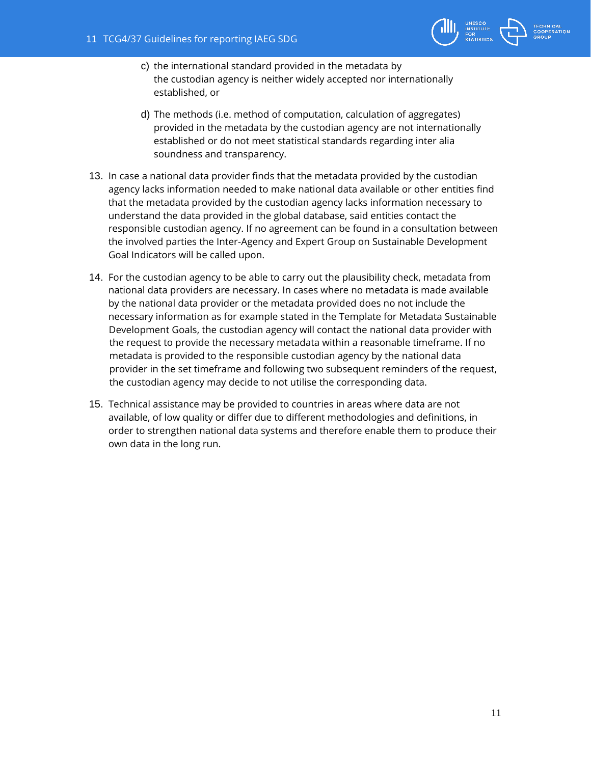c) the international standard provided in the metadata by the custodian agency is neither widely accepted nor internationally established, or

d) The methods (i.e. method of computation, calculation of aggregates) provided in the metadata by the custodian agency are not internationally established or do not meet statistical standards regarding inter alia soundness and transparency.

13. In case a national data provider finds that the metadata provided by the custodian agency lacks information needed to make national data available or other entities find that the metadata provided by the custodian agency lacks information necessary to understand the data provided in the global database, said entities contact the responsible custodian agency. If no agreement can be found in a consultation between the involved parties the Inter-Agency and Expert Group on Sustainable Development Goal Indicators will be called upon.

14. For the custodian agency to be able to carry out the plausibility check, metadata from national data providers are necessary. In cases where no metadata is made available by the national data provider or the metadata provided does no not include the necessary information as for example stated in the Template for Metadata Sustainable Development Goals, the custodian agency will contact the national data provider with the request to provide the necessary metadata within a reasonable timeframe. If no metadata is provided to the responsible custodian agency by the national data provider in the set timeframe and following two subsequent reminders of the request, the custodian agency may decide to not utilise the corresponding data.

15. Technical assistance may be provided to countries in areas where data are not available, of low quality or differ due to different methodologies and definitions, in order to strengthen national data systems and therefore enable them to produce their own data in the long run.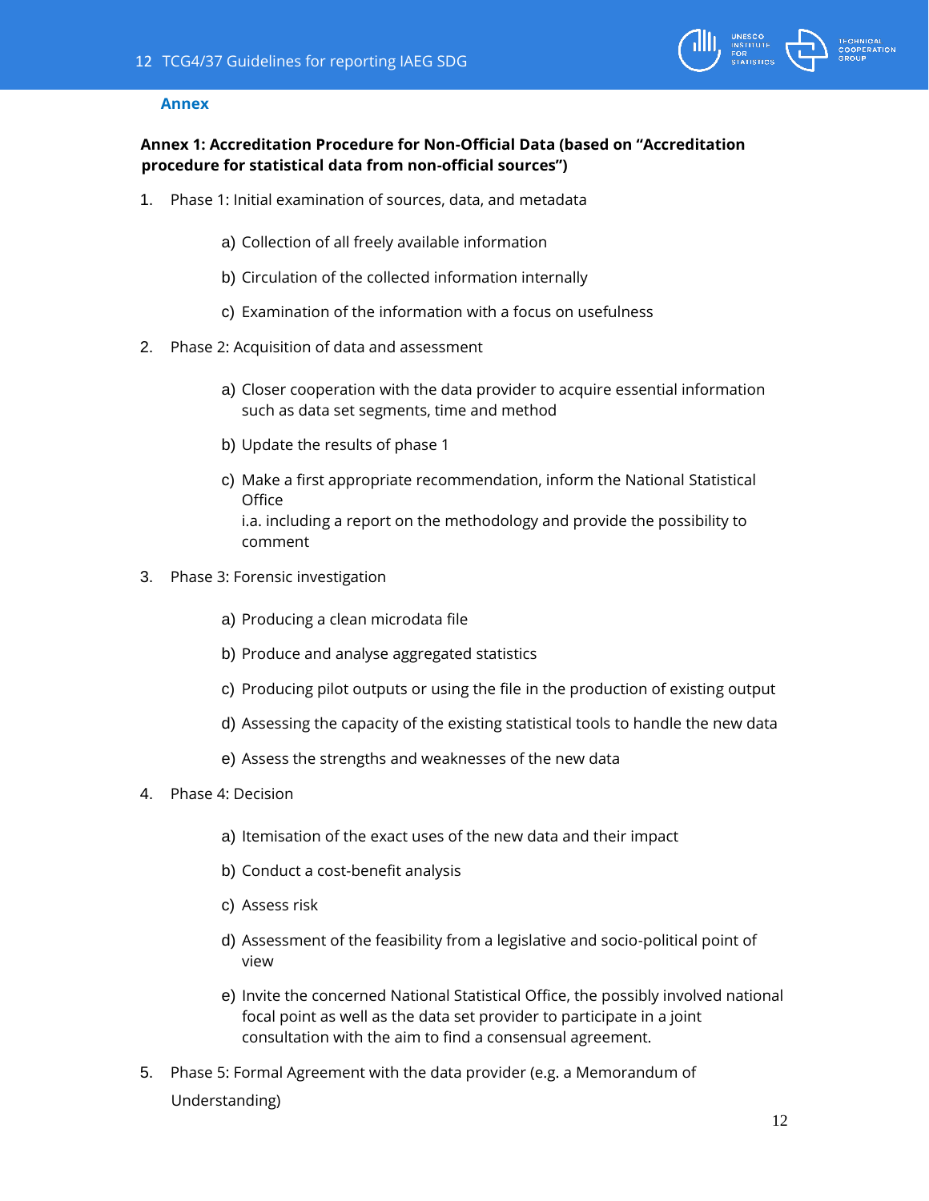## Annex

### Annex 1: Accreditation Procedure for Non-Official Data (based on "Accreditation procedure for statistical data from non-official sources")

1. Phase 1: Initial examination of sources, data, and metadata
   - a) Collection of all freely available information
   - b) Circulation of the collected information internally
   - c) Examination of the information with a focus on usefulness
2. Phase 2: Acquisition of data and assessment
   - a) Closer cooperation with the data provider to acquire essential information such as data set segments, time and method
   - b) Update the results of phase 1
   - c) Make a first appropriate recommendation, inform the National Statistical Office
     i.a. including a report on the methodology and provide the possibility to comment
3. Phase 3: Forensic investigation
   - a) Producing a clean microdata file
   - b) Produce and analyse aggregated statistics
   - c) Producing pilot outputs or using the file in the production of existing output
   - d) Assessing the capacity of the existing statistical tools to handle the new data
   - e) Assess the strengths and weaknesses of the new data
4. Phase 4: Decision
   - a) Itemisation of the exact uses of the new data and their impact
   - b) Conduct a cost-benefit analysis
   - c) Assess risk
   - d) Assessment of the feasibility from a legislative and socio-political point of view
   - e) Invite the concerned National Statistical Office, the possibly involved national focal point as well as the data set provider to participate in a joint consultation with the aim to find a consensual agreement.
5. Phase 5: Formal Agreement with the data provider (e.g. a Memorandum of Understanding)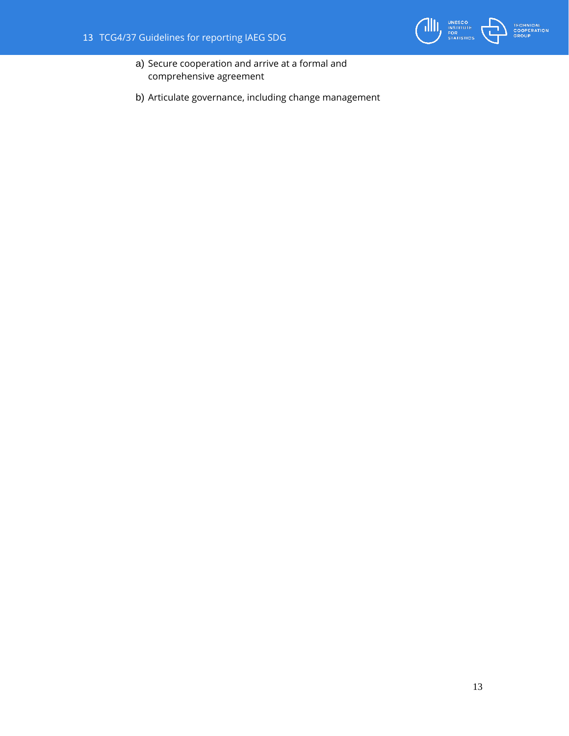a) Secure cooperation and arrive at a formal and comprehensive agreement

b) Articulate governance, including change management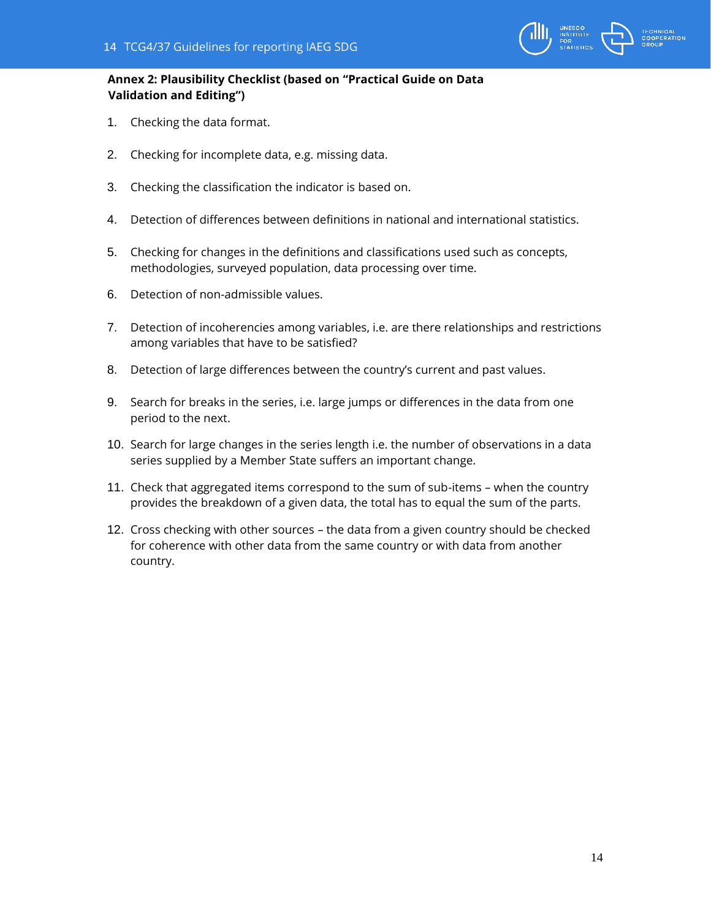## Annex 2: Plausibility Checklist (based on "Practical Guide on Data Validation and Editing")

1. Checking the data format.

2. Checking for incomplete data, e.g. missing data.

3. Checking the classification the indicator is based on.

4. Detection of differences between definitions in national and international statistics.

5. Checking for changes in the definitions and classifications used such as concepts, methodologies, surveyed population, data processing over time.

6. Detection of non-admissible values.

7. Detection of incoherencies among variables, i.e. are there relationships and restrictions among variables that have to be satisfied?

8. Detection of large differences between the country's current and past values.

9. Search for breaks in the series, i.e. large jumps or differences in the data from one period to the next.

10. Search for large changes in the series length i.e. the number of observations in a data series supplied by a Member State suffers an important change.

11. Check that aggregated items correspond to the sum of sub-items – when the country provides the breakdown of a given data, the total has to equal the sum of the parts.

12. Cross checking with other sources – the data from a given country should be checked for coherence with other data from the same country or with data from another country.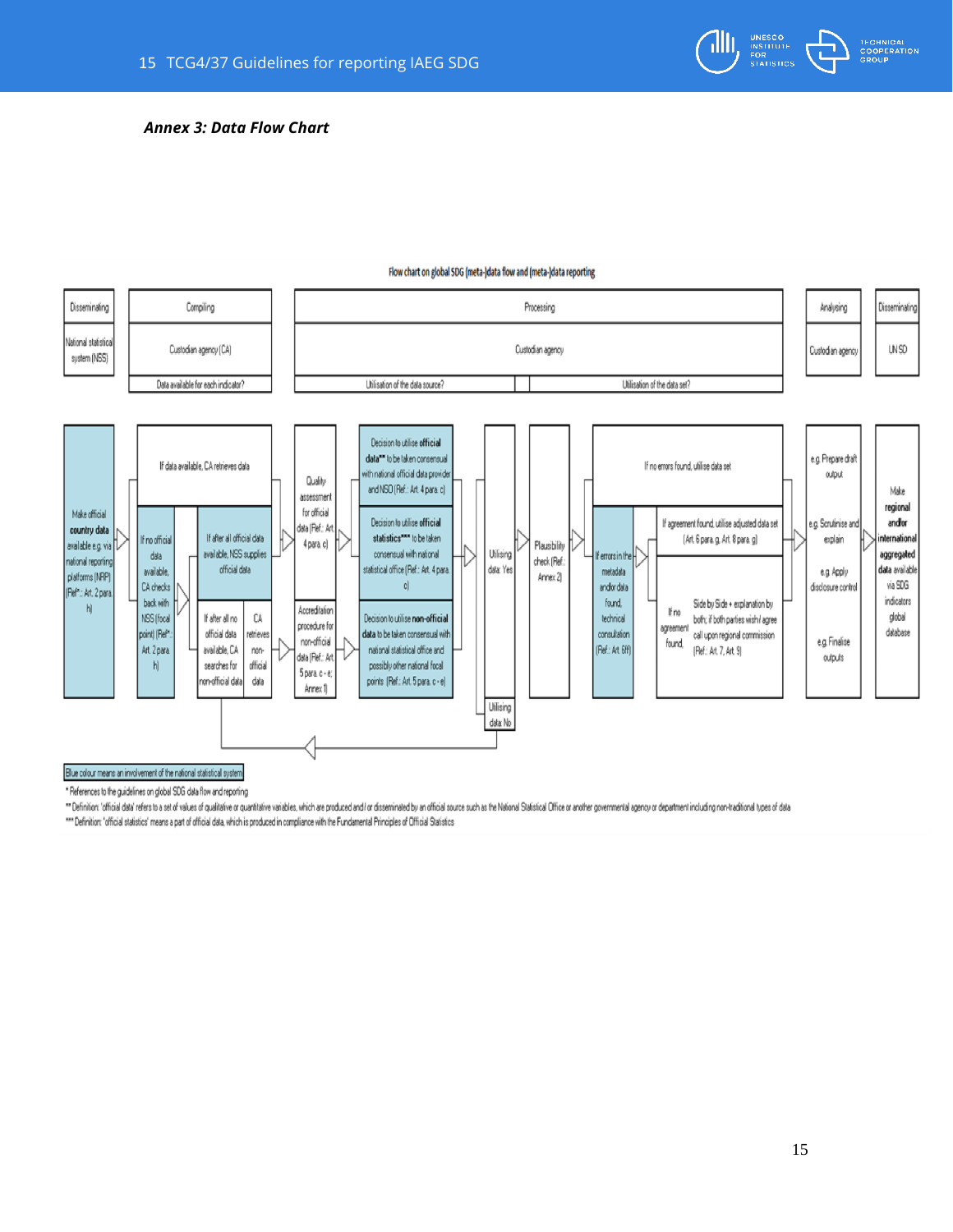*Annex 3: Data Flow Chart*

Flow chart on global SDG (meta-)data flow and (meta-)data reporting

| Disseminating | Compiling | Processing | | Analysing | Disseminating |
| --- | --- | --- | --- | --- | --- |
| National statistical system (NSS) | Custodian agency (CA) | Custodian agency | | Custodian agency | UN SD |
| | Data available for each indicator? | Utilisation of the data source? | Utilisation of the data set? | | |

Make official **country data** available e.g. via national reporting platforms (NRP) (Ref*: Art. 2 para. h)

If data available, CA retrieves data

If no official data available, CA checks back with NSS (focal point) (Ref*: Art. 2 para. h)

If after all official data available, NSS supplies official data

If after all no official data available, CA searches for non-official data

CA retrieves non-official data

Quality assessment for official data (Ref.: Art. 4 para. c)

Accreditation procedure for non-official data (Ref.: Art. 5 para. c - e; Annex 1)

Decision to utilise **official data**** to be taken consensual with national official data provider and NSO (Ref.: Art. 4 para. c)

Decision to utilise **official statistics***** to be taken consensual with national statistical office (Ref.: Art. 4 para. c)

Decision to utilise **non-official data** to be taken consensual with national statistical office and possibly other national focal points (Ref.: Art. 5 para. c - e)

Utilising data: Yes

Utilising data: No

Plausibility check (Ref.: Annex 2)

If no errors found, utilise data set

If errors in the metadata and/or data found, technical consultation (Ref.: Art. 6ff)

If agreement found, utilise adjusted data set (Art. 6 para. g, Art. 8 para. g)

If no agreement found, Side by Side + explanation by both; if both parties wish/agree call upon regional commission (Ref.: Art. 7, Art. 9)

e.g. Prepare draft output

e.g. Scrutinise and explain

e.g. Apply disclosure control

e.g. Finalise outputs

Make **regional and/or international aggregated data** available via SDG indicators global database

Blue colour means an involvement of the national statistical system

\* References to the guidelines on global SDG data flow and reporting

\*\* Definition: 'official data' refers to a set of values of qualitative or quantitative variables, which are produced and / or disseminated by an official source such as the National Statistical Office or another governmental agency or department including non-traditional types of data

\*\*\* Definition: 'official statistics' means a part of official data, which is produced in compliance with the Fundamental Principles of Official Statistics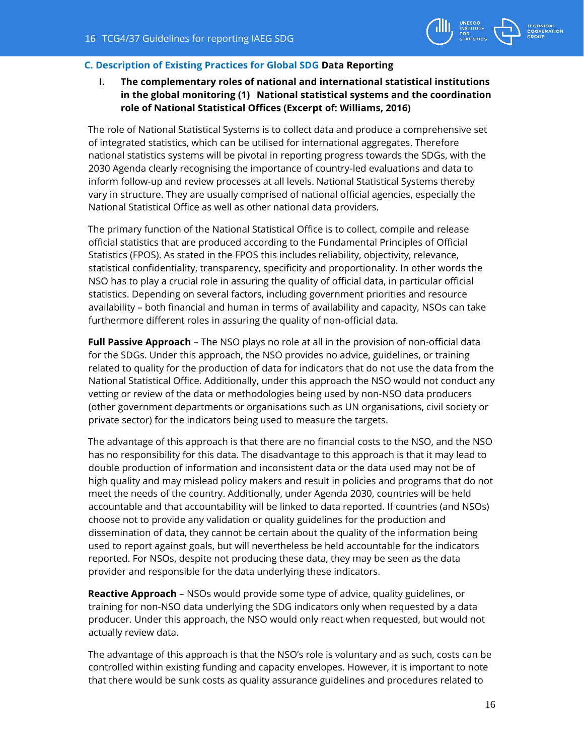## C. Description of Existing Practices for Global SDG Data Reporting

### I. The complementary roles of national and international statistical institutions in the global monitoring (1) National statistical systems and the coordination role of National Statistical Offices (Excerpt of: Williams, 2016)

The role of National Statistical Systems is to collect data and produce a comprehensive set of integrated statistics, which can be utilised for international aggregates. Therefore national statistics systems will be pivotal in reporting progress towards the SDGs, with the 2030 Agenda clearly recognising the importance of country-led evaluations and data to inform follow-up and review processes at all levels. National Statistical Systems thereby vary in structure. They are usually comprised of national official agencies, especially the National Statistical Office as well as other national data providers.

The primary function of the National Statistical Office is to collect, compile and release official statistics that are produced according to the Fundamental Principles of Official Statistics (FPOS). As stated in the FPOS this includes reliability, objectivity, relevance, statistical confidentiality, transparency, specificity and proportionality. In other words the NSO has to play a crucial role in assuring the quality of official data, in particular official statistics. Depending on several factors, including government priorities and resource availability – both financial and human in terms of availability and capacity, NSOs can take furthermore different roles in assuring the quality of non-official data.

**Full Passive Approach** – The NSO plays no role at all in the provision of non-official data for the SDGs. Under this approach, the NSO provides no advice, guidelines, or training related to quality for the production of data for indicators that do not use the data from the National Statistical Office. Additionally, under this approach the NSO would not conduct any vetting or review of the data or methodologies being used by non-NSO data producers (other government departments or organisations such as UN organisations, civil society or private sector) for the indicators being used to measure the targets.

The advantage of this approach is that there are no financial costs to the NSO, and the NSO has no responsibility for this data. The disadvantage to this approach is that it may lead to double production of information and inconsistent data or the data used may not be of high quality and may mislead policy makers and result in policies and programs that do not meet the needs of the country. Additionally, under Agenda 2030, countries will be held accountable and that accountability will be linked to data reported. If countries (and NSOs) choose not to provide any validation or quality guidelines for the production and dissemination of data, they cannot be certain about the quality of the information being used to report against goals, but will nevertheless be held accountable for the indicators reported. For NSOs, despite not producing these data, they may be seen as the data provider and responsible for the data underlying these indicators.

**Reactive Approach** – NSOs would provide some type of advice, quality guidelines, or training for non-NSO data underlying the SDG indicators only when requested by a data producer. Under this approach, the NSO would only react when requested, but would not actually review data.

The advantage of this approach is that the NSO's role is voluntary and as such, costs can be controlled within existing funding and capacity envelopes. However, it is important to note that there would be sunk costs as quality assurance guidelines and procedures related to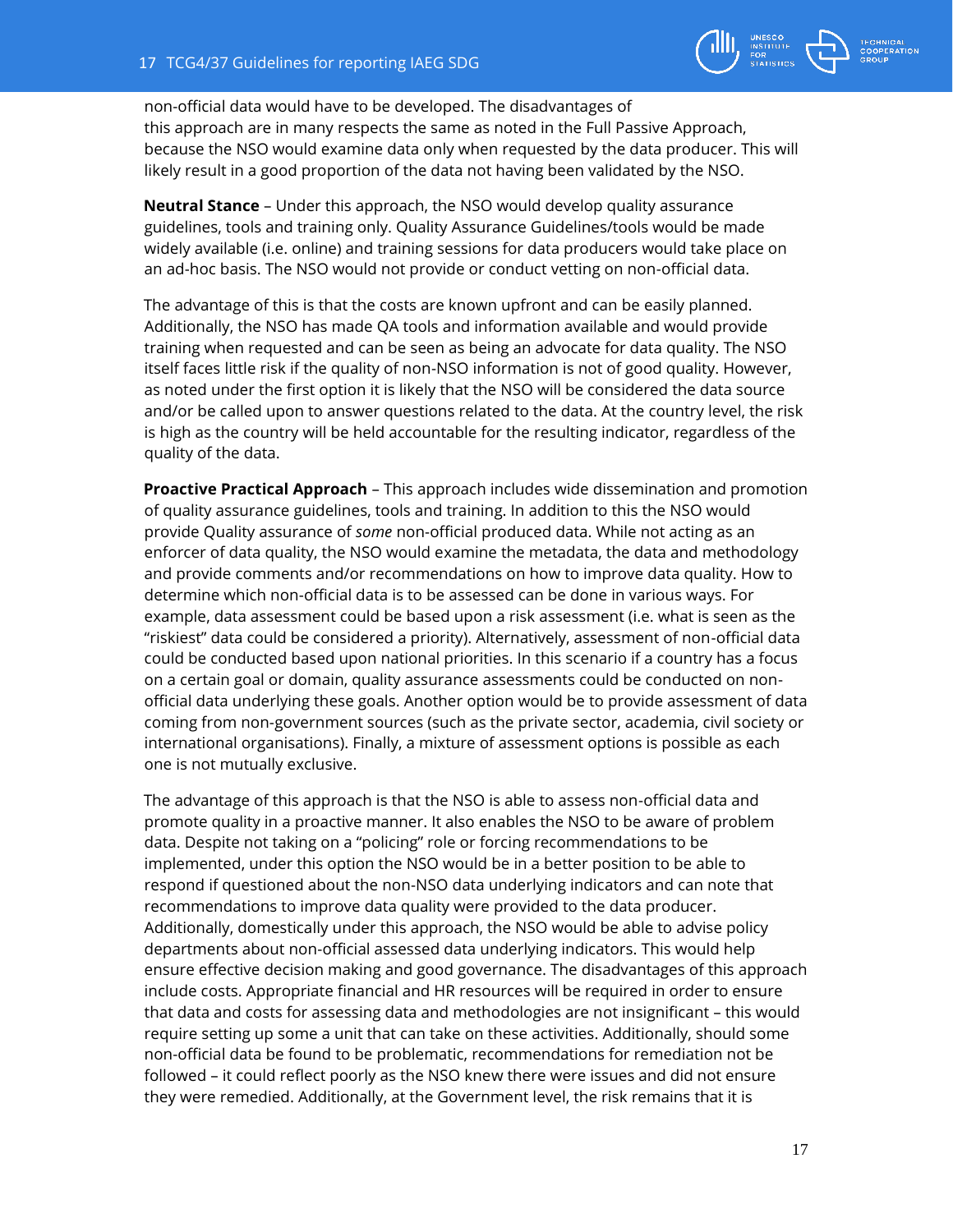non-official data would have to be developed. The disadvantages of this approach are in many respects the same as noted in the Full Passive Approach, because the NSO would examine data only when requested by the data producer. This will likely result in a good proportion of the data not having been validated by the NSO.

**Neutral Stance** – Under this approach, the NSO would develop quality assurance guidelines, tools and training only. Quality Assurance Guidelines/tools would be made widely available (i.e. online) and training sessions for data producers would take place on an ad-hoc basis. The NSO would not provide or conduct vetting on non-official data.

The advantage of this is that the costs are known upfront and can be easily planned. Additionally, the NSO has made QA tools and information available and would provide training when requested and can be seen as being an advocate for data quality. The NSO itself faces little risk if the quality of non-NSO information is not of good quality. However, as noted under the first option it is likely that the NSO will be considered the data source and/or be called upon to answer questions related to the data. At the country level, the risk is high as the country will be held accountable for the resulting indicator, regardless of the quality of the data.

**Proactive Practical Approach** – This approach includes wide dissemination and promotion of quality assurance guidelines, tools and training. In addition to this the NSO would provide Quality assurance of *some* non-official produced data. While not acting as an enforcer of data quality, the NSO would examine the metadata, the data and methodology and provide comments and/or recommendations on how to improve data quality. How to determine which non-official data is to be assessed can be done in various ways. For example, data assessment could be based upon a risk assessment (i.e. what is seen as the "riskiest" data could be considered a priority). Alternatively, assessment of non-official data could be conducted based upon national priorities. In this scenario if a country has a focus on a certain goal or domain, quality assurance assessments could be conducted on non-official data underlying these goals. Another option would be to provide assessment of data coming from non-government sources (such as the private sector, academia, civil society or international organisations). Finally, a mixture of assessment options is possible as each one is not mutually exclusive.

The advantage of this approach is that the NSO is able to assess non-official data and promote quality in a proactive manner. It also enables the NSO to be aware of problem data. Despite not taking on a "policing" role or forcing recommendations to be implemented, under this option the NSO would be in a better position to be able to respond if questioned about the non-NSO data underlying indicators and can note that recommendations to improve data quality were provided to the data producer. Additionally, domestically under this approach, the NSO would be able to advise policy departments about non-official assessed data underlying indicators. This would help ensure effective decision making and good governance. The disadvantages of this approach include costs. Appropriate financial and HR resources will be required in order to ensure that data and costs for assessing data and methodologies are not insignificant – this would require setting up some a unit that can take on these activities. Additionally, should some non-official data be found to be problematic, recommendations for remediation not be followed – it could reflect poorly as the NSO knew there were issues and did not ensure they were remedied. Additionally, at the Government level, the risk remains that it is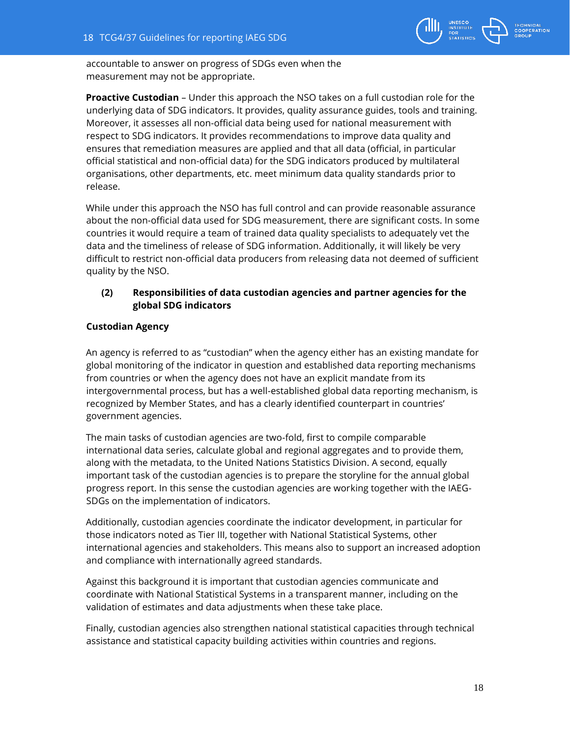accountable to answer on progress of SDGs even when the measurement may not be appropriate.

**Proactive Custodian** – Under this approach the NSO takes on a full custodian role for the underlying data of SDG indicators. It provides, quality assurance guides, tools and training. Moreover, it assesses all non-official data being used for national measurement with respect to SDG indicators. It provides recommendations to improve data quality and ensures that remediation measures are applied and that all data (official, in particular official statistical and non-official data) for the SDG indicators produced by multilateral organisations, other departments, etc. meet minimum data quality standards prior to release.

While under this approach the NSO has full control and can provide reasonable assurance about the non-official data used for SDG measurement, there are significant costs. In some countries it would require a team of trained data quality specialists to adequately vet the data and the timeliness of release of SDG information. Additionally, it will likely be very difficult to restrict non-official data producers from releasing data not deemed of sufficient quality by the NSO.

### (2) Responsibilities of data custodian agencies and partner agencies for the global SDG indicators

**Custodian Agency**

An agency is referred to as "custodian" when the agency either has an existing mandate for global monitoring of the indicator in question and established data reporting mechanisms from countries or when the agency does not have an explicit mandate from its intergovernmental process, but has a well-established global data reporting mechanism, is recognized by Member States, and has a clearly identified counterpart in countries' government agencies.

The main tasks of custodian agencies are two-fold, first to compile comparable international data series, calculate global and regional aggregates and to provide them, along with the metadata, to the United Nations Statistics Division. A second, equally important task of the custodian agencies is to prepare the storyline for the annual global progress report. In this sense the custodian agencies are working together with the IAEG-SDGs on the implementation of indicators.

Additionally, custodian agencies coordinate the indicator development, in particular for those indicators noted as Tier III, together with National Statistical Systems, other international agencies and stakeholders. This means also to support an increased adoption and compliance with internationally agreed standards.

Against this background it is important that custodian agencies communicate and coordinate with National Statistical Systems in a transparent manner, including on the validation of estimates and data adjustments when these take place.

Finally, custodian agencies also strengthen national statistical capacities through technical assistance and statistical capacity building activities within countries and regions.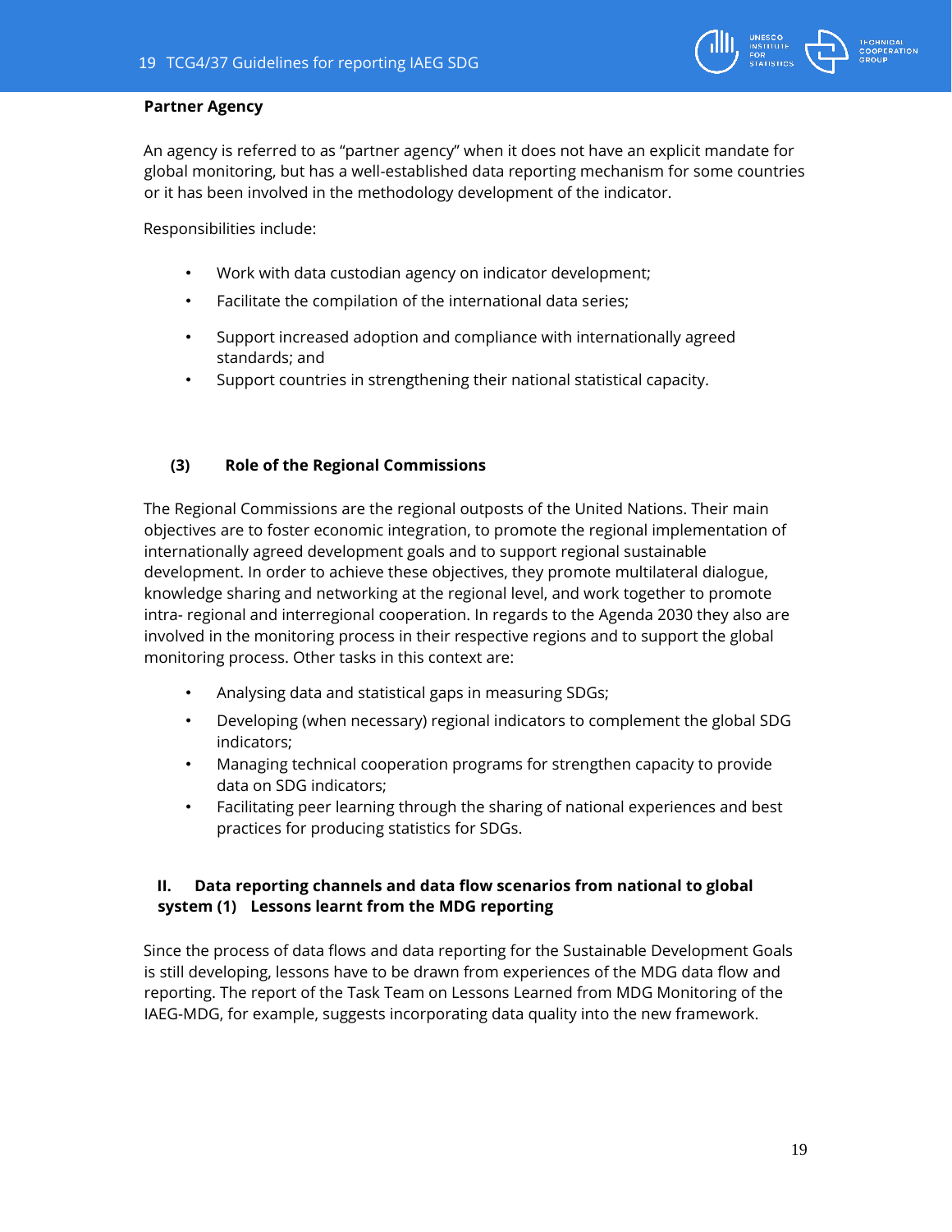**Partner Agency**

An agency is referred to as "partner agency" when it does not have an explicit mandate for global monitoring, but has a well-established data reporting mechanism for some countries or it has been involved in the methodology development of the indicator.

Responsibilities include:

- Work with data custodian agency on indicator development;
- Facilitate the compilation of the international data series;
- Support increased adoption and compliance with internationally agreed standards; and
- Support countries in strengthening their national statistical capacity.

### (3) Role of the Regional Commissions

The Regional Commissions are the regional outposts of the United Nations. Their main objectives are to foster economic integration, to promote the regional implementation of internationally agreed development goals and to support regional sustainable development. In order to achieve these objectives, they promote multilateral dialogue, knowledge sharing and networking at the regional level, and work together to promote intra- regional and interregional cooperation. In regards to the Agenda 2030 they also are involved in the monitoring process in their respective regions and to support the global monitoring process. Other tasks in this context are:

- Analysing data and statistical gaps in measuring SDGs;
- Developing (when necessary) regional indicators to complement the global SDG indicators;
- Managing technical cooperation programs for strengthen capacity to provide data on SDG indicators;
- Facilitating peer learning through the sharing of national experiences and best practices for producing statistics for SDGs.

## II. Data reporting channels and data flow scenarios from national to global system (1) Lessons learnt from the MDG reporting

Since the process of data flows and data reporting for the Sustainable Development Goals is still developing, lessons have to be drawn from experiences of the MDG data flow and reporting. The report of the Task Team on Lessons Learned from MDG Monitoring of the IAEG-MDG, for example, suggests incorporating data quality into the new framework.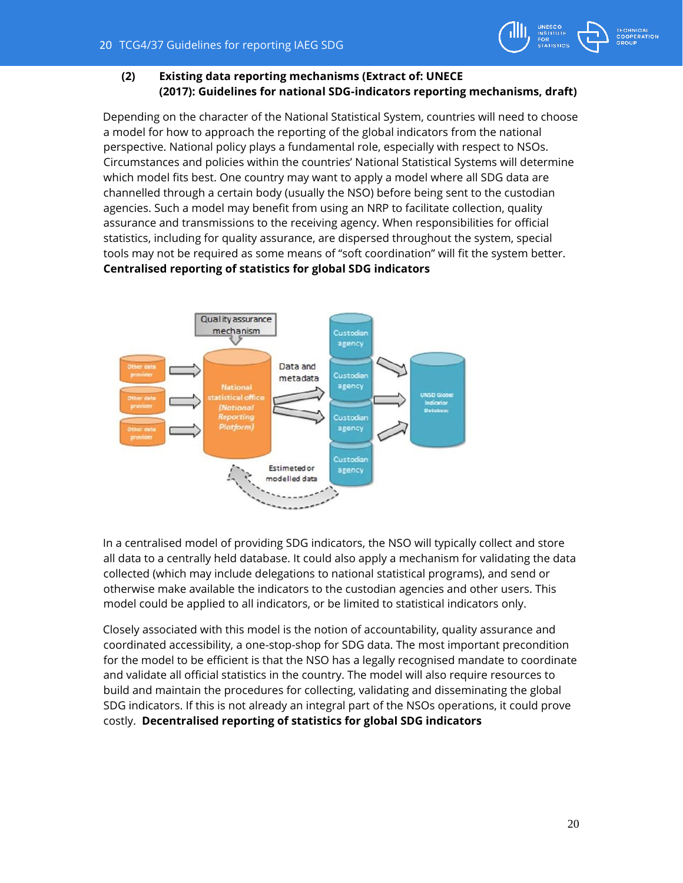**(2) Existing data reporting mechanisms (Extract of: UNECE (2017): Guidelines for national SDG-indicators reporting mechanisms, draft)**

Depending on the character of the National Statistical System, countries will need to choose a model for how to approach the reporting of the global indicators from the national perspective. National policy plays a fundamental role, especially with respect to NSOs. Circumstances and policies within the countries' National Statistical Systems will determine which model fits best. One country may want to apply a model where all SDG data are channelled through a certain body (usually the NSO) before being sent to the custodian agencies. Such a model may benefit from using an NRP to facilitate collection, quality assurance and transmissions to the receiving agency. When responsibilities for official statistics, including for quality assurance, are dispersed throughout the system, special tools may not be required as some means of "soft coordination" will fit the system better.
**Centralised reporting of statistics for global SDG indicators**

In a centralised model of providing SDG indicators, the NSO will typically collect and store all data to a centrally held database. It could also apply a mechanism for validating the data collected (which may include delegations to national statistical programs), and send or otherwise make available the indicators to the custodian agencies and other users. This model could be applied to all indicators, or be limited to statistical indicators only.

Closely associated with this model is the notion of accountability, quality assurance and coordinated accessibility, a one-stop-shop for SDG data. The most important precondition for the model to be efficient is that the NSO has a legally recognised mandate to coordinate and validate all official statistics in the country. The model will also require resources to build and maintain the procedures for collecting, validating and disseminating the global SDG indicators. If this is not already an integral part of the NSOs operations, it could prove costly. **Decentralised reporting of statistics for global SDG indicators**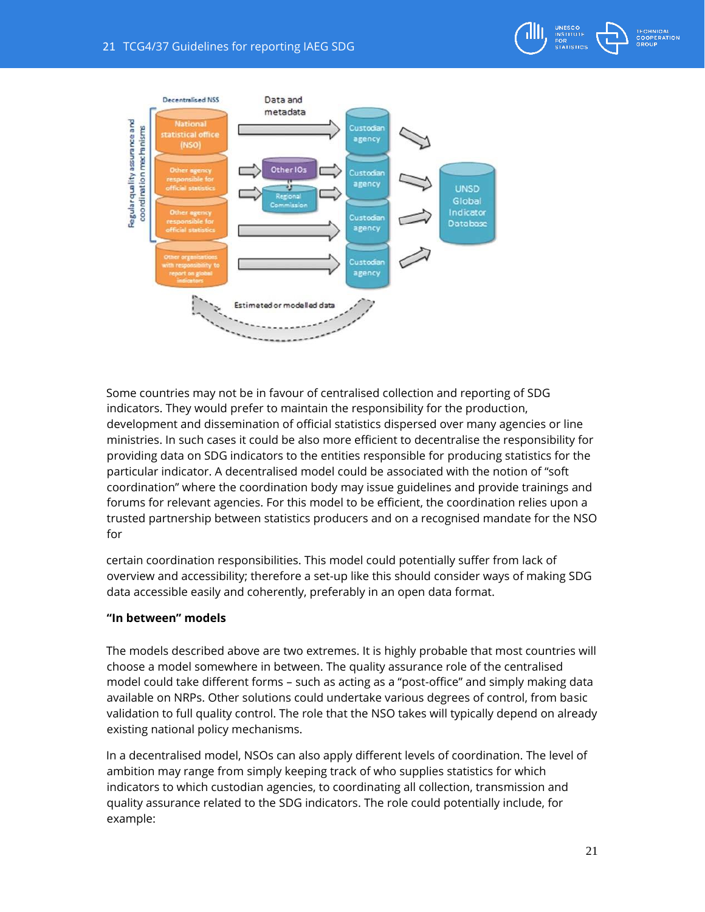Some countries may not be in favour of centralised collection and reporting of SDG indicators. They would prefer to maintain the responsibility for the production, development and dissemination of official statistics dispersed over many agencies or line ministries. In such cases it could be also more efficient to decentralise the responsibility for providing data on SDG indicators to the entities responsible for producing statistics for the particular indicator. A decentralised model could be associated with the notion of "soft coordination" where the coordination body may issue guidelines and provide trainings and forums for relevant agencies. For this model to be efficient, the coordination relies upon a trusted partnership between statistics producers and on a recognised mandate for the NSO for

certain coordination responsibilities. This model could potentially suffer from lack of overview and accessibility; therefore a set-up like this should consider ways of making SDG data accessible easily and coherently, preferably in an open data format.

**"In between" models**

The models described above are two extremes. It is highly probable that most countries will choose a model somewhere in between. The quality assurance role of the centralised model could take different forms – such as acting as a "post-office" and simply making data available on NRPs. Other solutions could undertake various degrees of control, from basic validation to full quality control. The role that the NSO takes will typically depend on already existing national policy mechanisms.

In a decentralised model, NSOs can also apply different levels of coordination. The level of ambition may range from simply keeping track of who supplies statistics for which indicators to which custodian agencies, to coordinating all collection, transmission and quality assurance related to the SDG indicators. The role could potentially include, for example: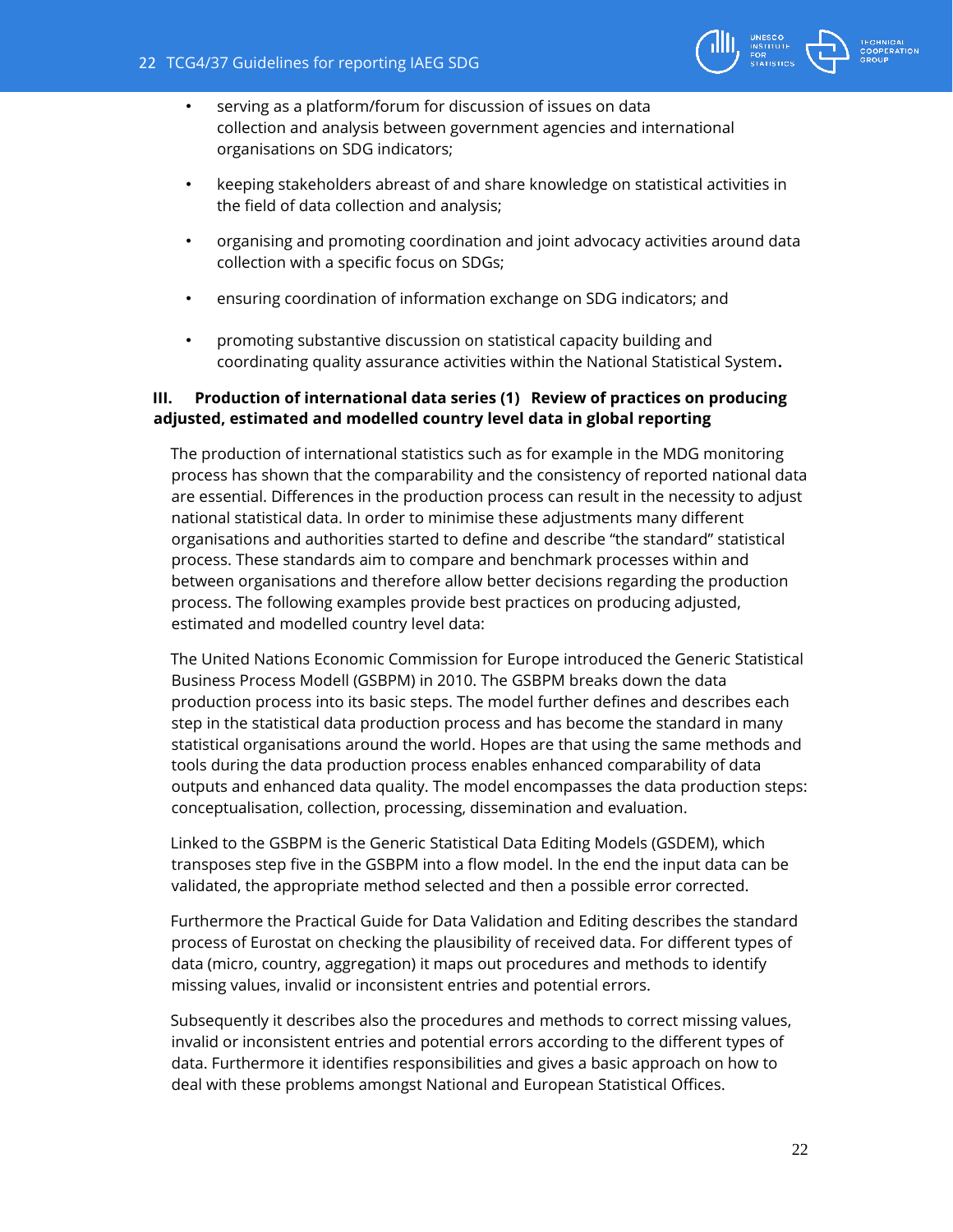- serving as a platform/forum for discussion of issues on data collection and analysis between government agencies and international organisations on SDG indicators;
- keeping stakeholders abreast of and share knowledge on statistical activities in the field of data collection and analysis;
- organising and promoting coordination and joint advocacy activities around data collection with a specific focus on SDGs;
- ensuring coordination of information exchange on SDG indicators; and
- promoting substantive discussion on statistical capacity building and coordinating quality assurance activities within the National Statistical System.

### III. Production of international data series (1) Review of practices on producing adjusted, estimated and modelled country level data in global reporting

The production of international statistics such as for example in the MDG monitoring process has shown that the comparability and the consistency of reported national data are essential. Differences in the production process can result in the necessity to adjust national statistical data. In order to minimise these adjustments many different organisations and authorities started to define and describe "the standard" statistical process. These standards aim to compare and benchmark processes within and between organisations and therefore allow better decisions regarding the production process. The following examples provide best practices on producing adjusted, estimated and modelled country level data:

The United Nations Economic Commission for Europe introduced the Generic Statistical Business Process Modell (GSBPM) in 2010. The GSBPM breaks down the data production process into its basic steps. The model further defines and describes each step in the statistical data production process and has become the standard in many statistical organisations around the world. Hopes are that using the same methods and tools during the data production process enables enhanced comparability of data outputs and enhanced data quality. The model encompasses the data production steps: conceptualisation, collection, processing, dissemination and evaluation.

Linked to the GSBPM is the Generic Statistical Data Editing Models (GSDEM), which transposes step five in the GSBPM into a flow model. In the end the input data can be validated, the appropriate method selected and then a possible error corrected.

Furthermore the Practical Guide for Data Validation and Editing describes the standard process of Eurostat on checking the plausibility of received data. For different types of data (micro, country, aggregation) it maps out procedures and methods to identify missing values, invalid or inconsistent entries and potential errors.

Subsequently it describes also the procedures and methods to correct missing values, invalid or inconsistent entries and potential errors according to the different types of data. Furthermore it identifies responsibilities and gives a basic approach on how to deal with these problems amongst National and European Statistical Offices.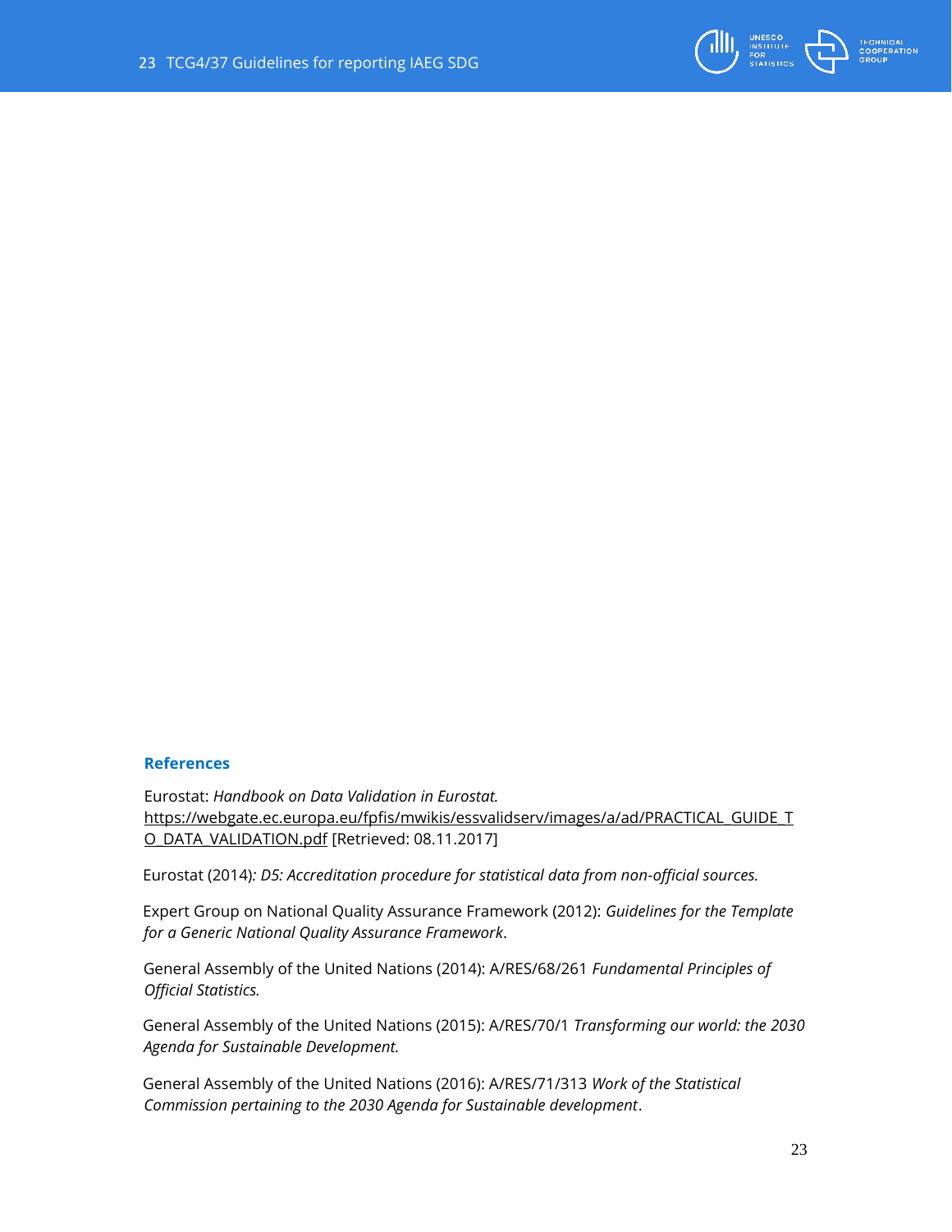## References

Eurostat: *Handbook on Data Validation in Eurostat.* https://webgate.ec.europa.eu/fpfis/mwikis/essvalidserv/images/a/ad/PRACTICAL_GUIDE_TO_DATA_VALIDATION.pdf [Retrieved: 08.11.2017]

Eurostat (2014)*: D5: Accreditation procedure for statistical data from non-official sources.*

Expert Group on National Quality Assurance Framework (2012): *Guidelines for the Template for a Generic National Quality Assurance Framework*.

General Assembly of the United Nations (2014): A/RES/68/261 *Fundamental Principles of Official Statistics.*

General Assembly of the United Nations (2015): A/RES/70/1 *Transforming our world: the 2030 Agenda for Sustainable Development.*

General Assembly of the United Nations (2016): A/RES/71/313 *Work of the Statistical Commission pertaining to the 2030 Agenda for Sustainable development*.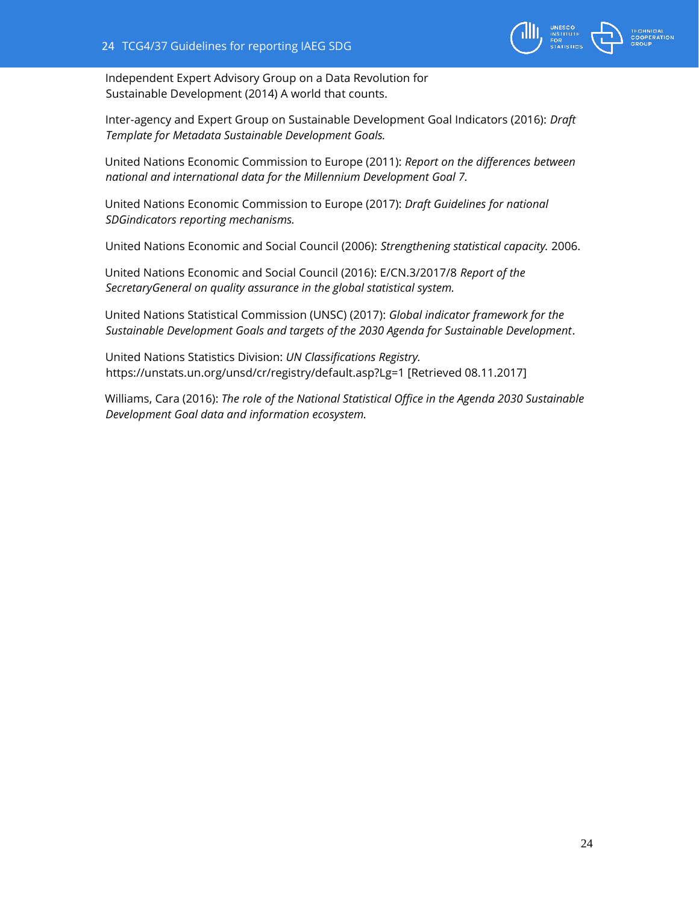Independent Expert Advisory Group on a Data Revolution for Sustainable Development (2014) A world that counts.

Inter-agency and Expert Group on Sustainable Development Goal Indicators (2016): *Draft Template for Metadata Sustainable Development Goals.*

United Nations Economic Commission to Europe (2011): *Report on the differences between national and international data for the Millennium Development Goal 7.*

United Nations Economic Commission to Europe (2017): *Draft Guidelines for national SDGindicators reporting mechanisms.*

United Nations Economic and Social Council (2006): *Strengthening statistical capacity.* 2006.

United Nations Economic and Social Council (2016): E/CN.3/2017/8 *Report of the SecretaryGeneral on quality assurance in the global statistical system.*

United Nations Statistical Commission (UNSC) (2017): *Global indicator framework for the Sustainable Development Goals and targets of the 2030 Agenda for Sustainable Development*.

United Nations Statistics Division: *UN Classifications Registry.* https://unstats.un.org/unsd/cr/registry/default.asp?Lg=1 [Retrieved 08.11.2017]

Williams, Cara (2016): *The role of the National Statistical Office in the Agenda 2030 Sustainable Development Goal data and information ecosystem.*